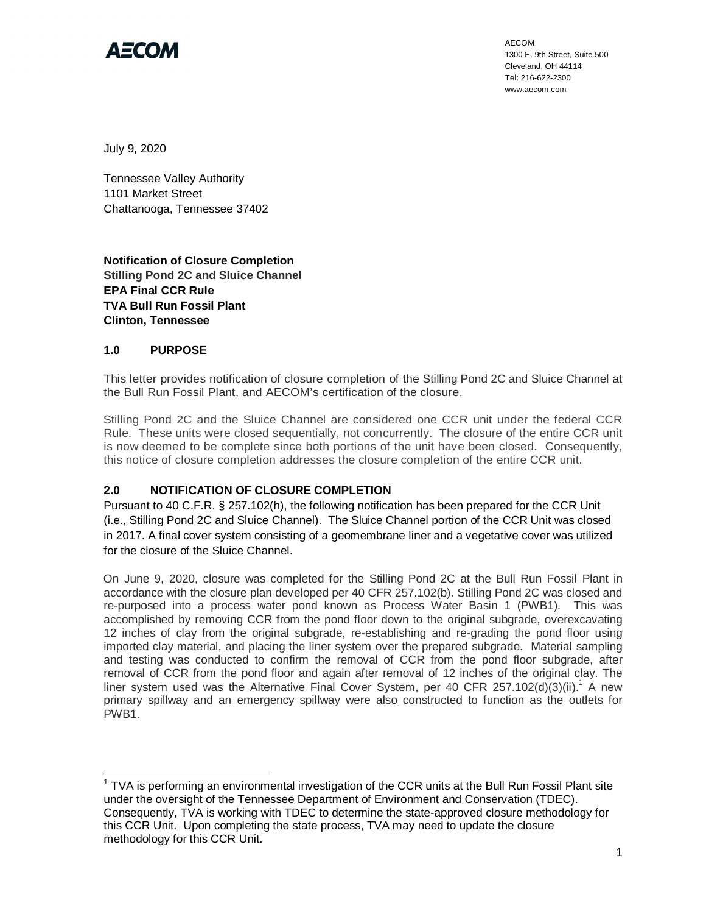AECOM
1300 E. 9th Street, Suite 500
Cleveland, OH 44114
Tel: 216-622-2300
www.aecom.com

July 9, 2020

Tennessee Valley Authority
1101 Market Street
Chattanooga, Tennessee 37402

**Notification of Closure Completion**
**Stilling Pond 2C and Sluice Channel**
**EPA Final CCR Rule**
**TVA Bull Run Fossil Plant**
**Clinton, Tennessee**

## 1.0 PURPOSE

This letter provides notification of closure completion of the Stilling Pond 2C and Sluice Channel at the Bull Run Fossil Plant, and AECOM's certification of the closure.

Stilling Pond 2C and the Sluice Channel are considered one CCR unit under the federal CCR Rule. These units were closed sequentially, not concurrently. The closure of the entire CCR unit is now deemed to be complete since both portions of the unit have been closed. Consequently, this notice of closure completion addresses the closure completion of the entire CCR unit.

## 2.0 NOTIFICATION OF CLOSURE COMPLETION

Pursuant to 40 C.F.R. § 257.102(h), the following notification has been prepared for the CCR Unit (i.e., Stilling Pond 2C and Sluice Channel). The Sluice Channel portion of the CCR Unit was closed in 2017. A final cover system consisting of a geomembrane liner and a vegetative cover was utilized for the closure of the Sluice Channel.

On June 9, 2020, closure was completed for the Stilling Pond 2C at the Bull Run Fossil Plant in accordance with the closure plan developed per 40 CFR 257.102(b). Stilling Pond 2C was closed and re-purposed into a process water pond known as Process Water Basin 1 (PWB1). This was accomplished by removing CCR from the pond floor down to the original subgrade, overexcavating 12 inches of clay from the original subgrade, re-establishing and re-grading the pond floor using imported clay material, and placing the liner system over the prepared subgrade. Material sampling and testing was conducted to confirm the removal of CCR from the pond floor subgrade, after removal of CCR from the pond floor and again after removal of 12 inches of the original clay. The liner system used was the Alternative Final Cover System, per 40 CFR 257.102(d)(3)(ii).[1] A new primary spillway and an emergency spillway were also constructed to function as the outlets for PWB1.

---

[1] TVA is performing an environmental investigation of the CCR units at the Bull Run Fossil Plant site under the oversight of the Tennessee Department of Environment and Conservation (TDEC). Consequently, TVA is working with TDEC to determine the state-approved closure methodology for this CCR Unit. Upon completing the state process, TVA may need to update the closure methodology for this CCR Unit.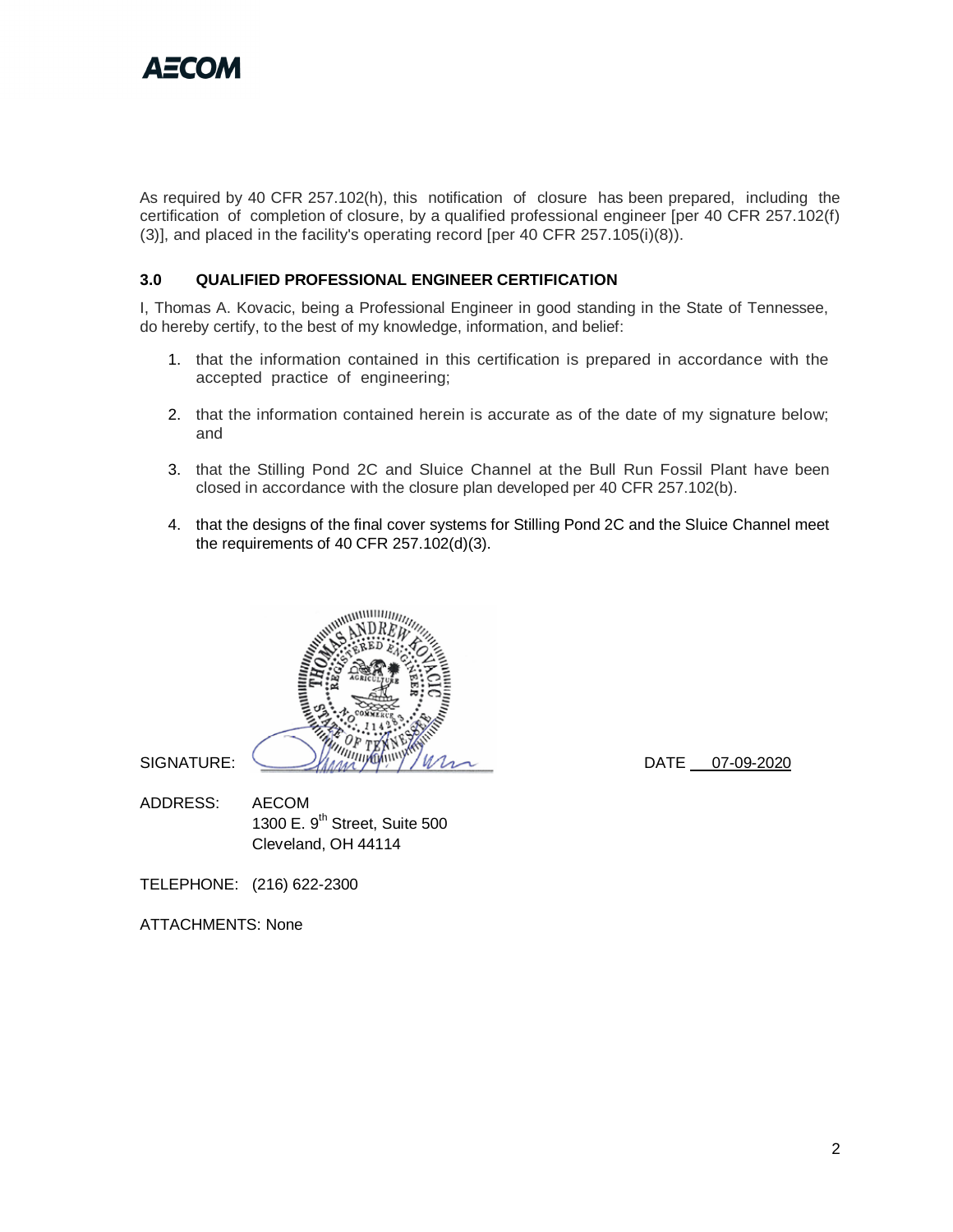As required by 40 CFR 257.102(h), this notification of closure has been prepared, including the certification of completion of closure, by a qualified professional engineer [per 40 CFR 257.102(f)(3)], and placed in the facility's operating record [per 40 CFR 257.105(i)(8)).

### 3.0 QUALIFIED PROFESSIONAL ENGINEER CERTIFICATION

I, Thomas A. Kovacic, being a Professional Engineer in good standing in the State of Tennessee, do hereby certify, to the best of my knowledge, information, and belief:

1. that the information contained in this certification is prepared in accordance with the accepted practice of engineering;
2. that the information contained herein is accurate as of the date of my signature below; and
3. that the Stilling Pond 2C and Sluice Channel at the Bull Run Fossil Plant have been closed in accordance with the closure plan developed per 40 CFR 257.102(b).
4. that the designs of the final cover systems for Stilling Pond 2C and the Sluice Channel meet the requirements of 40 CFR 257.102(d)(3).

THOMAS ANDREW KOVACIC REGISTERED ENGINEER AGRICULTURE COMMERCE NO. 114263 STATE OF TENNESSEE

SIGNATURE: DATE 07-09-2020

ADDRESS: AECOM
1300 E. 9th Street, Suite 500
Cleveland, OH 44114

TELEPHONE: (216) 622-2300

ATTACHMENTS: None